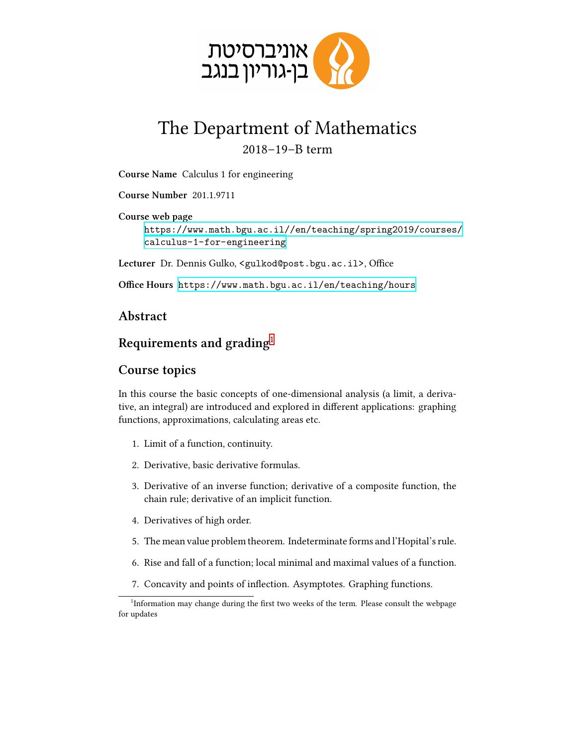אוניברסיטת
בן-גוריון בנגב

# The Department of Mathematics

2018–19–B term

**Course Name** Calculus 1 for engineering

**Course Number** 201.1.9711

**Course web page**
https://www.math.bgu.ac.il//en/teaching/spring2019/courses/calculus-1-for-engineering

**Lecturer** Dr. Dennis Gulko, <gulkod@post.bgu.ac.il>, Office

**Office Hours** https://www.math.bgu.ac.il/en/teaching/hours

## Abstract

## Requirements and grading[1]

## Course topics

In this course the basic concepts of one-dimensional analysis (a limit, a derivative, an integral) are introduced and explored in different applications: graphing functions, approximations, calculating areas etc.

1. Limit of a function, continuity.
2. Derivative, basic derivative formulas.
3. Derivative of an inverse function; derivative of a composite function, the chain rule; derivative of an implicit function.
4. Derivatives of high order.
5. The mean value problem theorem. Indeterminate forms and l'Hopital's rule.
6. Rise and fall of a function; local minimal and maximal values of a function.
7. Concavity and points of inflection. Asymptotes. Graphing functions.

[1] Information may change during the first two weeks of the term. Please consult the webpage for updates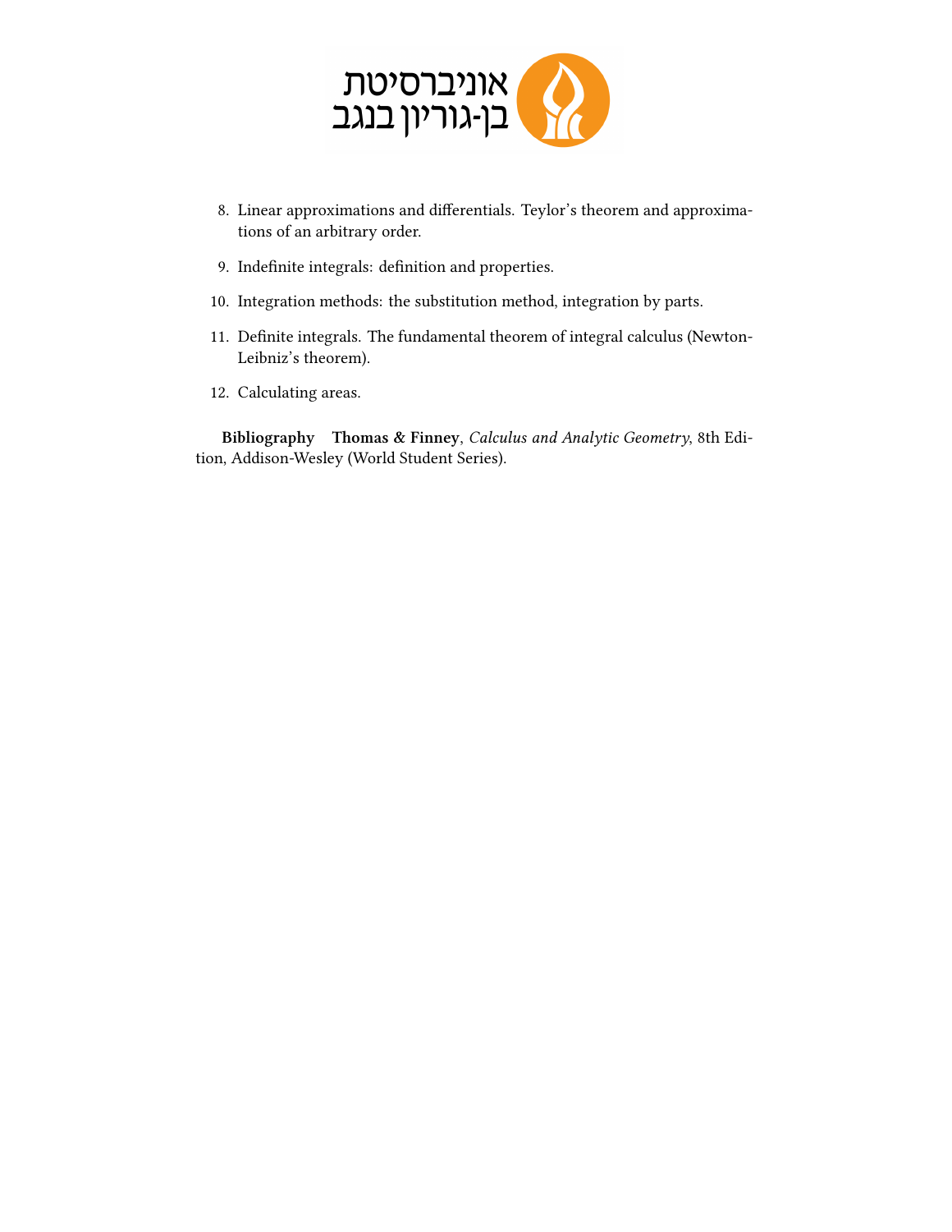8. Linear approximations and differentials. Teylor's theorem and approximations of an arbitrary order.

9. Indefinite integrals: definition and properties.

10. Integration methods: the substitution method, integration by parts.

11. Definite integrals. The fundamental theorem of integral calculus (Newton-Leibniz's theorem).

12. Calculating areas.

**Bibliography** **Thomas & Finney**, *Calculus and Analytic Geometry*, 8th Edition, Addison-Wesley (World Student Series).